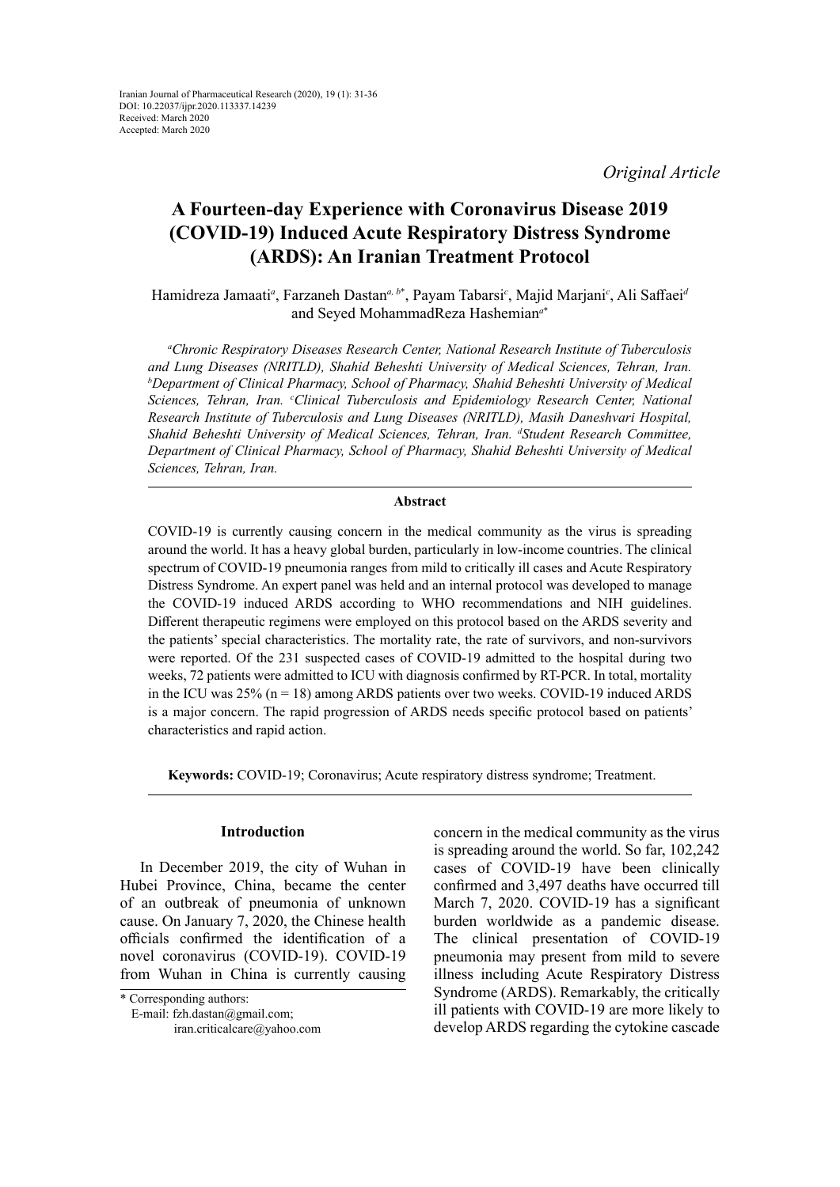Iranian Journal of Pharmaceutical Research (2020), 19 (1): 31-36
DOI: 10.22037/ijpr.2020.113337.14239
Received: March 2020
Accepted: March 2020

*Original Article*

# A Fourteen-day Experience with Coronavirus Disease 2019 (COVID-19) Induced Acute Respiratory Distress Syndrome (ARDS): An Iranian Treatment Protocol

Hamidreza Jamaati[a], Farzaneh Dastan[a, b*], Payam Tabarsi[c], Majid Marjani[c], Ali Saffaei[d] and Seyed MohammadReza Hashemian[a*]

*[a]Chronic Respiratory Diseases Research Center, National Research Institute of Tuberculosis and Lung Diseases (NRITLD), Shahid Beheshti University of Medical Sciences, Tehran, Iran. [b]Department of Clinical Pharmacy, School of Pharmacy, Shahid Beheshti University of Medical Sciences, Tehran, Iran. [c]Clinical Tuberculosis and Epidemiology Research Center, National Research Institute of Tuberculosis and Lung Diseases (NRITLD), Masih Daneshvari Hospital, Shahid Beheshti University of Medical Sciences, Tehran, Iran. [d]Student Research Committee, Department of Clinical Pharmacy, School of Pharmacy, Shahid Beheshti University of Medical Sciences, Tehran, Iran.*

## Abstract

COVID-19 is currently causing concern in the medical community as the virus is spreading around the world. It has a heavy global burden, particularly in low-income countries. The clinical spectrum of COVID-19 pneumonia ranges from mild to critically ill cases and Acute Respiratory Distress Syndrome. An expert panel was held and an internal protocol was developed to manage the COVID-19 induced ARDS according to WHO recommendations and NIH guidelines. Different therapeutic regimens were employed on this protocol based on the ARDS severity and the patients' special characteristics. The mortality rate, the rate of survivors, and non-survivors were reported. Of the 231 suspected cases of COVID-19 admitted to the hospital during two weeks, 72 patients were admitted to ICU with diagnosis confirmed by RT-PCR. In total, mortality in the ICU was 25% (n = 18) among ARDS patients over two weeks. COVID-19 induced ARDS is a major concern. The rapid progression of ARDS needs specific protocol based on patients' characteristics and rapid action.

**Keywords:** COVID-19; Coronavirus; Acute respiratory distress syndrome; Treatment.

## Introduction

In December 2019, the city of Wuhan in Hubei Province, China, became the center of an outbreak of pneumonia of unknown cause. On January 7, 2020, the Chinese health officials confirmed the identification of a novel coronavirus (COVID-19). COVID-19 from Wuhan in China is currently causing concern in the medical community as the virus is spreading around the world. So far, 102,242 cases of COVID-19 have been clinically confirmed and 3,497 deaths have occurred till March 7, 2020. COVID-19 has a significant burden worldwide as a pandemic disease. The clinical presentation of COVID-19 pneumonia may present from mild to severe illness including Acute Respiratory Distress Syndrome (ARDS). Remarkably, the critically ill patients with COVID-19 are more likely to develop ARDS regarding the cytokine cascade

\* Corresponding authors:
E-mail: fzh.dastan@gmail.com;
iran.criticalcare@yahoo.com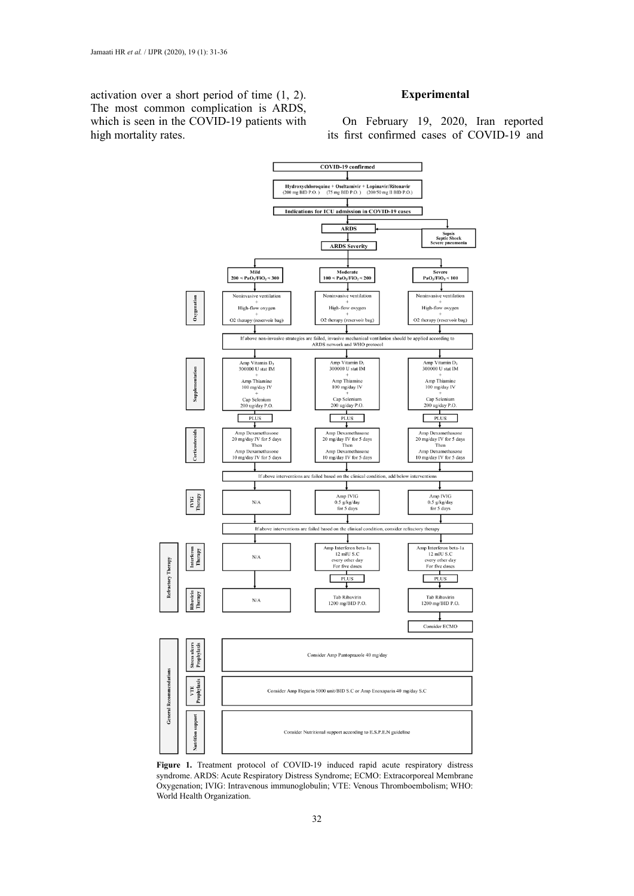activation over a short period of time (1, 2). The most common complication is ARDS, which is seen in the COVID-19 patients with high mortality rates.

## Experimental

On February 19, 2020, Iran reported its first confirmed cases of COVID-19 and

**COVID-19 confirmed**

↓

**Hydroxychloroquine + Oseltamivir + Lopinavir/Ritonavir**
(200 mg BID P.O. ) (75 mg BID P.O. ) (200/50 mg II BID P.O.)

↓

**Indications for ICU admission in COVID-19 cases**

↓

**ARDS** ← **Sepsis, Septic Shock, Severe pneumonia**

↓

**ARDS Severity**

| | Mild $200 < PaO_2/FiO_2 \leq 300$ | Moderate $100 < PaO_2/FiO_2 \leq 200$ | Severe $PaO_2/FiO_2 \leq 100$ |
|---|---|---|---|
| Oxygenation | Noninvasive ventilation + High-flow oxygen + O2 therapy (reservoir bag) | Noninvasive ventilation + High-flow oxygen + O2 therapy (reservoir bag) | Noninvasive ventilation + High-flow oxygen + O2 therapy (reservoir bag) |
| | If above non-invasive strategies are failed, invasive mechanical ventilation should be applied according to ARDS network and WHO protocol | | |
| Supplementation | Amp Vitamin $D_3$ 300000 U stat IM + Amp Thiamine 100 mg/day IV + Cap Selenium 200 ug/day P.O. | Amp Vitamin $D_3$ 300000 U stat IM + Amp Thiamine 100 mg/day IV + Cap Selenium 200 ug/day P.O. | Amp Vitamin $D_3$ 300000 U stat IM + Amp Thiamine 100 mg/day IV + Cap Selenium 200 ug/day P.O. |
| | PLUS | PLUS | PLUS |
| Corticosteroids | Amp Dexamethasone 20 mg/day IV for 5 days Then Amp Dexamethasone 10 mg/day IV for 5 days | Amp Dexamethasone 20 mg/day IV for 5 days Then Amp Dexamethasone 10 mg/day IV for 5 days | Amp Dexamethasone 20 mg/day IV for 5 days Then Amp Dexamethasone 10 mg/day IV for 5 days |
| | If above interventions are failed based on the clinical condition, add below interventions | | |
| IVIG Therapy | N/A | Amp IVIG 0.5 g/kg/day for 5 days | Amp IVIG 0.5 g/kg/day for 5 days |
| | If above interventions are failed based on the clinical condition, consider refractory therapy | | |
| Refractory Therapy – Interferon Therapy | N/A | Amp Interferon beta-1a 12 mIU S.C every other day For five doses | Amp Interferon beta-1a 12 mIU S.C every other day For five doses |
| | | PLUS | PLUS |
| Refractory Therapy – Ribavirin Therapy | N/A | Tab Ribavirin 1200 mg/BID P.O. | Tab Ribavirin 1200 mg/BID P.O. |
| | | | Consider ECMO |

**General Recommendations**

| | |
|---|---|
| Stress ulcers Prophylaxis | Consider Amp Pantoprazole 40 mg/day |
| VTE Prophylaxis | Consider Amp Heparin 5000 unit/BID S.C or Amp Enoxaparin 40 mg/day S.C |
| Nutrition support | Consider Nutritional support according to E.S.P.E.N guideline |

**Figure 1.** Treatment protocol of COVID-19 induced rapid acute respiratory distress syndrome. ARDS: Acute Respiratory Distress Syndrome; ECMO: Extracorporeal Membrane Oxygenation; IVIG: Intravenous immunoglobulin; VTE: Venous Thromboembolism; WHO: World Health Organization.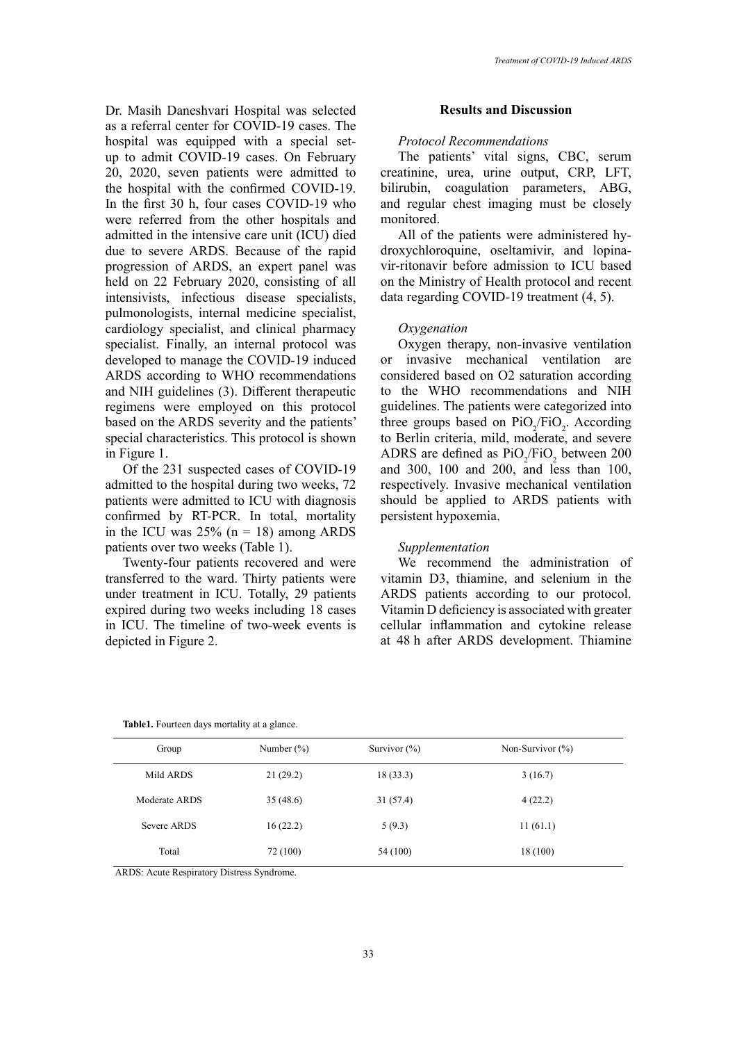Dr. Masih Daneshvari Hospital was selected as a referral center for COVID-19 cases. The hospital was equipped with a special set-up to admit COVID-19 cases. On February 20, 2020, seven patients were admitted to the hospital with the confirmed COVID-19. In the first 30 h, four cases COVID-19 who were referred from the other hospitals and admitted in the intensive care unit (ICU) died due to severe ARDS. Because of the rapid progression of ARDS, an expert panel was held on 22 February 2020, consisting of all intensivists, infectious disease specialists, pulmonologists, internal medicine specialist, cardiology specialist, and clinical pharmacy specialist. Finally, an internal protocol was developed to manage the COVID-19 induced ARDS according to WHO recommendations and NIH guidelines (3). Different therapeutic regimens were employed on this protocol based on the ARDS severity and the patients' special characteristics. This protocol is shown in Figure 1.

Of the 231 suspected cases of COVID-19 admitted to the hospital during two weeks, 72 patients were admitted to ICU with diagnosis confirmed by RT-PCR. In total, mortality in the ICU was 25% (n = 18) among ARDS patients over two weeks (Table 1).

Twenty-four patients recovered and were transferred to the ward. Thirty patients were under treatment in ICU. Totally, 29 patients expired during two weeks including 18 cases in ICU. The timeline of two-week events is depicted in Figure 2.

## Results and Discussion

### *Protocol Recommendations*

The patients' vital signs, CBC, serum creatinine, urea, urine output, CRP, LFT, bilirubin, coagulation parameters, ABG, and regular chest imaging must be closely monitored.

All of the patients were administered hydroxychloroquine, oseltamivir, and lopinavir-ritonavir before admission to ICU based on the Ministry of Health protocol and recent data regarding COVID-19 treatment (4, 5).

### *Oxygenation*

Oxygen therapy, non-invasive ventilation or invasive mechanical ventilation are considered based on O2 saturation according to the WHO recommendations and NIH guidelines. The patients were categorized into three groups based on $PiO_2/FiO_2$. According to Berlin criteria, mild, moderate, and severe ADRS are defined as $PiO_2/FiO_2$ between 200 and 300, 100 and 200, and less than 100, respectively. Invasive mechanical ventilation should be applied to ARDS patients with persistent hypoxemia.

### *Supplementation*

We recommend the administration of vitamin D3, thiamine, and selenium in the ARDS patients according to our protocol. Vitamin D deficiency is associated with greater cellular inflammation and cytokine release at 48 h after ARDS development. Thiamine

**Table1.** Fourteen days mortality at a glance.

| Group | Number (%) | Survivor (%) | Non-Survivor (%) |
|---|---|---|---|
| Mild ARDS | 21 (29.2) | 18 (33.3) | 3 (16.7) |
| Moderate ARDS | 35 (48.6) | 31 (57.4) | 4 (22.2) |
| Severe ARDS | 16 (22.2) | 5 (9.3) | 11 (61.1) |
| Total | 72 (100) | 54 (100) | 18 (100) |

ARDS: Acute Respiratory Distress Syndrome.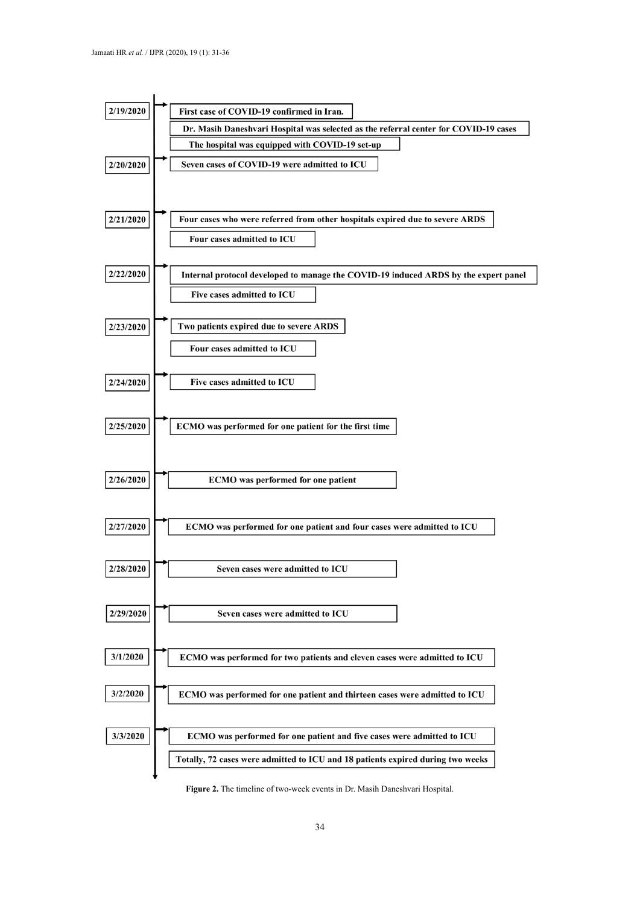| Date | Events |
| --- | --- |
| 2/19/2020 | First case of COVID-19 confirmed in Iran. |
| | Dr. Masih Daneshvari Hospital was selected as the referral center for COVID-19 cases |
| | The hospital was equipped with COVID-19 set-up |
| 2/20/2020 | Seven cases of COVID-19 were admitted to ICU |
| 2/21/2020 | Four cases who were referred from other hospitals expired due to severe ARDS |
| | Four cases admitted to ICU |
| 2/22/2020 | Internal protocol developed to manage the COVID-19 induced ARDS by the expert panel |
| | Five cases admitted to ICU |
| 2/23/2020 | Two patients expired due to severe ARDS |
| | Four cases admitted to ICU |
| 2/24/2020 | Five cases admitted to ICU |
| 2/25/2020 | ECMO was performed for one patient for the first time |
| 2/26/2020 | ECMO was performed for one patient |
| 2/27/2020 | ECMO was performed for one patient and four cases were admitted to ICU |
| 2/28/2020 | Seven cases were admitted to ICU |
| 2/29/2020 | Seven cases were admitted to ICU |
| 3/1/2020 | ECMO was performed for two patients and eleven cases were admitted to ICU |
| 3/2/2020 | ECMO was performed for one patient and thirteen cases were admitted to ICU |
| 3/3/2020 | ECMO was performed for one patient and five cases were admitted to ICU |
| | Totally, 72 cases were admitted to ICU and 18 patients expired during two weeks |

**Figure 2.** The timeline of two-week events in Dr. Masih Daneshvari Hospital.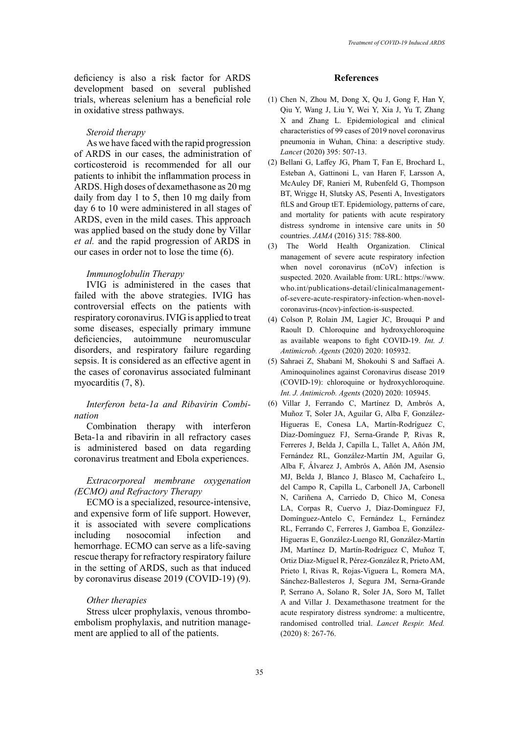deficiency is also a risk factor for ARDS development based on several published trials, whereas selenium has a beneficial role in oxidative stress pathways.

*Steroid therapy*

As we have faced with the rapid progression of ARDS in our cases, the administration of corticosteroid is recommended for all our patients to inhibit the inflammation process in ARDS. High doses of dexamethasone as 20 mg daily from day 1 to 5, then 10 mg daily from day 6 to 10 were administered in all stages of ARDS, even in the mild cases. This approach was applied based on the study done by Villar *et al.* and the rapid progression of ARDS in our cases in order not to lose the time (6).

*Immunoglobulin Therapy*

IVIG is administered in the cases that failed with the above strategies. IVIG has controversial effects on the patients with respiratory coronavirus. IVIG is applied to treat some diseases, especially primary immune deficiencies, autoimmune neuromuscular disorders, and respiratory failure regarding sepsis. It is considered as an effective agent in the cases of coronavirus associated fulminant myocarditis (7, 8).

*Interferon beta-1a and Ribavirin Combination*

Combination therapy with interferon Beta-1a and ribavirin in all refractory cases is administered based on data regarding coronavirus treatment and Ebola experiences.

*Extracorporeal membrane oxygenation (ECMO) and Refractory Therapy*

ECMO is a specialized, resource-intensive, and expensive form of life support. However, it is associated with severe complications including nosocomial infection and hemorrhage. ECMO can serve as a life-saving rescue therapy for refractory respiratory failure in the setting of ARDS, such as that induced by coronavirus disease 2019 (COVID-19) (9).

*Other therapies*

Stress ulcer prophylaxis, venous thromboembolism prophylaxis, and nutrition management are applied to all of the patients.

## References

(1) Chen N, Zhou M, Dong X, Qu J, Gong F, Han Y, Qiu Y, Wang J, Liu Y, Wei Y, Xia J, Yu T, Zhang X and Zhang L. Epidemiological and clinical characteristics of 99 cases of 2019 novel coronavirus pneumonia in Wuhan, China: a descriptive study. *Lancet* (2020) 395: 507-13.

(2) Bellani G, Laffey JG, Pham T, Fan E, Brochard L, Esteban A, Gattinoni L, van Haren F, Larsson A, McAuley DF, Ranieri M, Rubenfeld G, Thompson BT, Wrigge H, Slutsky AS, Pesenti A, Investigators ftLS and Group tET. Epidemiology, patterns of care, and mortality for patients with acute respiratory distress syndrome in intensive care units in 50 countries. *JAMA* (2016) 315: 788-800.

(3) The World Health Organization. Clinical management of severe acute respiratory infection when novel coronavirus (nCoV) infection is suspected. 2020. Available from: URL: https://www.who.int/publications-detail/clinicalmanagement-of-severe-acute-respiratory-infection-when-novel-coronavirus-(ncov)-infection-is-suspected.

(4) Colson P, Rolain JM, Lagier JC, Brouqui P and Raoult D. Chloroquine and hydroxychloroquine as available weapons to fight COVID-19. *Int. J. Antimicrob. Agents* (2020) 2020: 105932.

(5) Sahraei Z, Shabani M, Shokouhi S and Saffaei A. Aminoquinolines against Coronavirus disease 2019 (COVID-19): chloroquine or hydroxychloroquine. *Int. J. Antimicrob. Agents* (2020) 2020: 105945.

(6) Villar J, Ferrando C, Martínez D, Ambrós A, Muñoz T, Soler JA, Aguilar G, Alba F, González-Higueras E, Conesa LA, Martín-Rodríguez C, Díaz-Domínguez FJ, Serna-Grande P, Rivas R, Ferreres J, Belda J, Capilla L, Tallet A, Añón JM, Fernández RL, González-Martín JM, Aguilar G, Alba F, Álvarez J, Ambrós A, Añón JM, Asensio MJ, Belda J, Blanco J, Blasco M, Cachafeiro L, del Campo R, Capilla L, Carbonell JA, Carbonell N, Cariñena A, Carriedo D, Chico M, Conesa LA, Corpas R, Cuervo J, Díaz-Domínguez FJ, Domínguez-Antelo C, Fernández L, Fernández RL, Ferrando C, Ferreres J, Gamboa E, González-Higueras E, González-Luengo RI, González-Martín JM, Martínez D, Martín-Rodríguez C, Muñoz T, Ortiz Díaz-Miguel R, Pérez-González R, Prieto AM, Prieto I, Rivas R, Rojas-Viguera L, Romera MA, Sánchez-Ballesteros J, Segura JM, Serna-Grande P, Serrano A, Solano R, Soler JA, Soro M, Tallet A and Villar J. Dexamethasone treatment for the acute respiratory distress syndrome: a multicentre, randomised controlled trial. *Lancet Respir. Med.* (2020) 8: 267-76.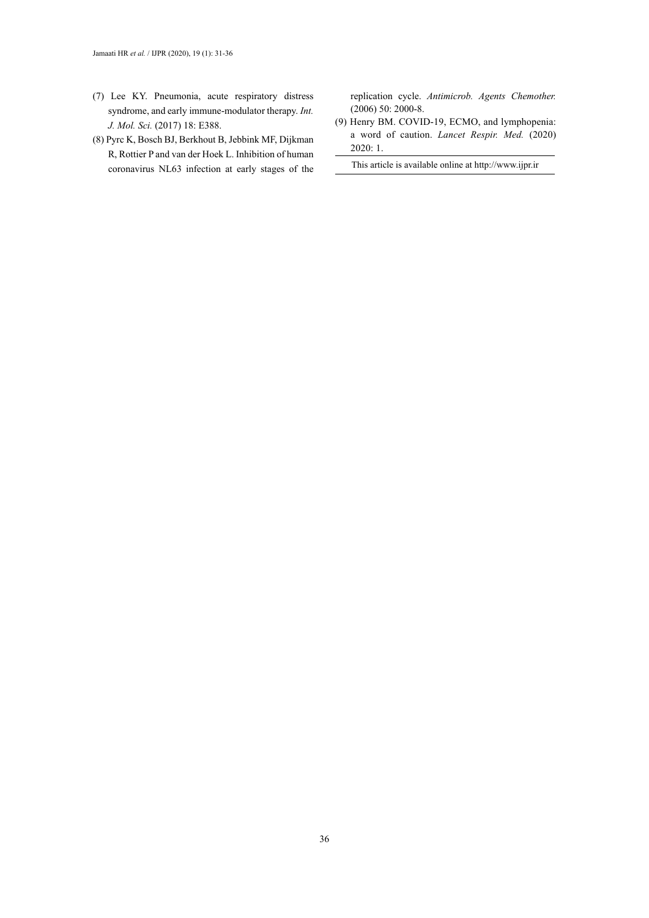(7) Lee KY. Pneumonia, acute respiratory distress syndrome, and early immune-modulator therapy. *Int. J. Mol. Sci.* (2017) 18: E388.

(8) Pyrc K, Bosch BJ, Berkhout B, Jebbink MF, Dijkman R, Rottier P and van der Hoek L. Inhibition of human coronavirus NL63 infection at early stages of the replication cycle. *Antimicrob. Agents Chemother.* (2006) 50: 2000-8.

(9) Henry BM. COVID-19, ECMO, and lymphopenia: a word of caution. *Lancet Respir. Med.* (2020) 2020: 1.

This article is available online at http://www.ijpr.ir